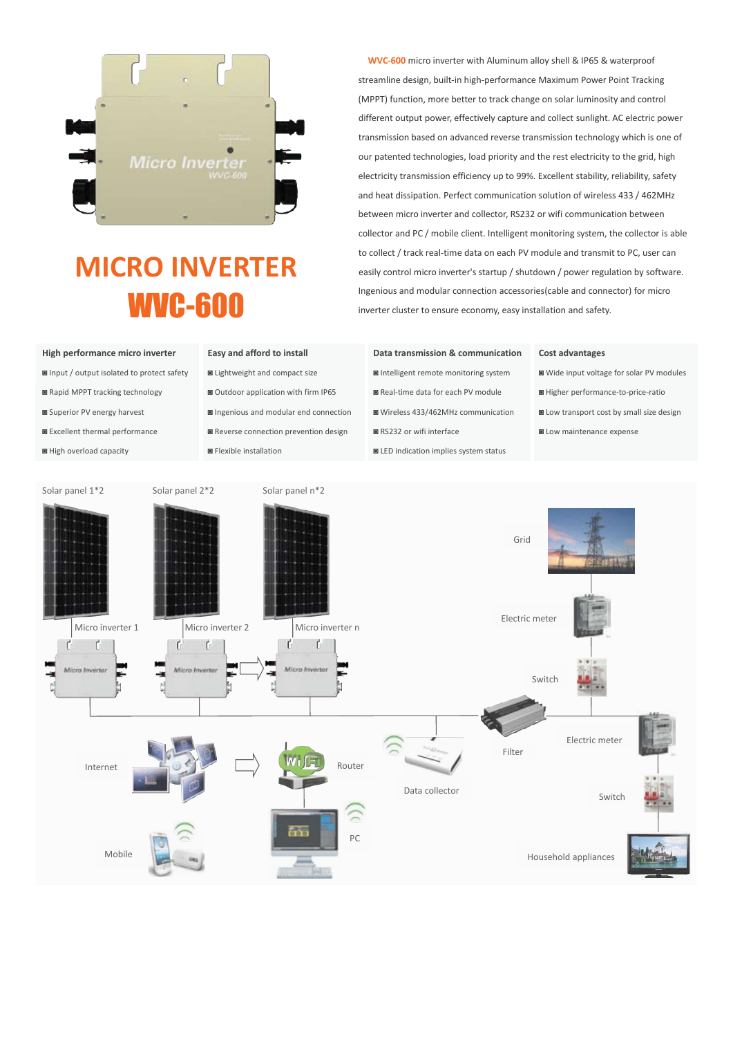# MICRO INVERTER

# WVC-600

**WVC-600** micro inverter with Aluminum alloy shell & IP65 & waterproof streamline design, built-in high-performance Maximum Power Point Tracking (MPPT) function, more better to track change on solar luminosity and control different output power, effectively capture and collect sunlight. AC electric power transmission based on advanced reverse transmission technology which is one of our patented technologies, load priority and the rest electricity to the grid, high electricity transmission efficiency up to 99%. Excellent stability, reliability, safety and heat dissipation. Perfect communication solution of wireless 433 / 462MHz between micro inverter and collector, RS232 or wifi communication between collector and PC / mobile client. Intelligent monitoring system, the collector is able to collect / track real-time data on each PV module and transmit to PC, user can easily control micro inverter's startup / shutdown / power regulation by software. Ingenious and modular connection accessories(cable and connector) for micro inverter cluster to ensure economy, easy installation and safety.

### High performance micro inverter

- Input / output isolated to protect safety
- Rapid MPPT tracking technology
- Superior PV energy harvest
- Excellent thermal performance
- High overload capacity

### Easy and afford to install

- Lightweight and compact size
- Outdoor application with firm IP65
- Ingenious and modular end connection
- Reverse connection prevention design
- Flexible installation

### Data transmission & communication

- Intelligent remote monitoring system
- Real-time data for each PV module
- Wireless 433/462MHz communication
- RS232 or wifi interface
- LED indication implies system status

### Cost advantages

- Wide input voltage for solar PV modules
- Higher performance-to-price-ratio
- Low transport cost by small size design
- Low maintenance expense

Solar panel 1*2 | Solar panel 2*2 | Solar panel n*2

Micro inverter 1 | Micro inverter 2 | Micro inverter n

Grid

Electric meter

Switch

Filter

Electric meter

Switch

Household appliances

Data collector

Router

Internet

PC

Mobile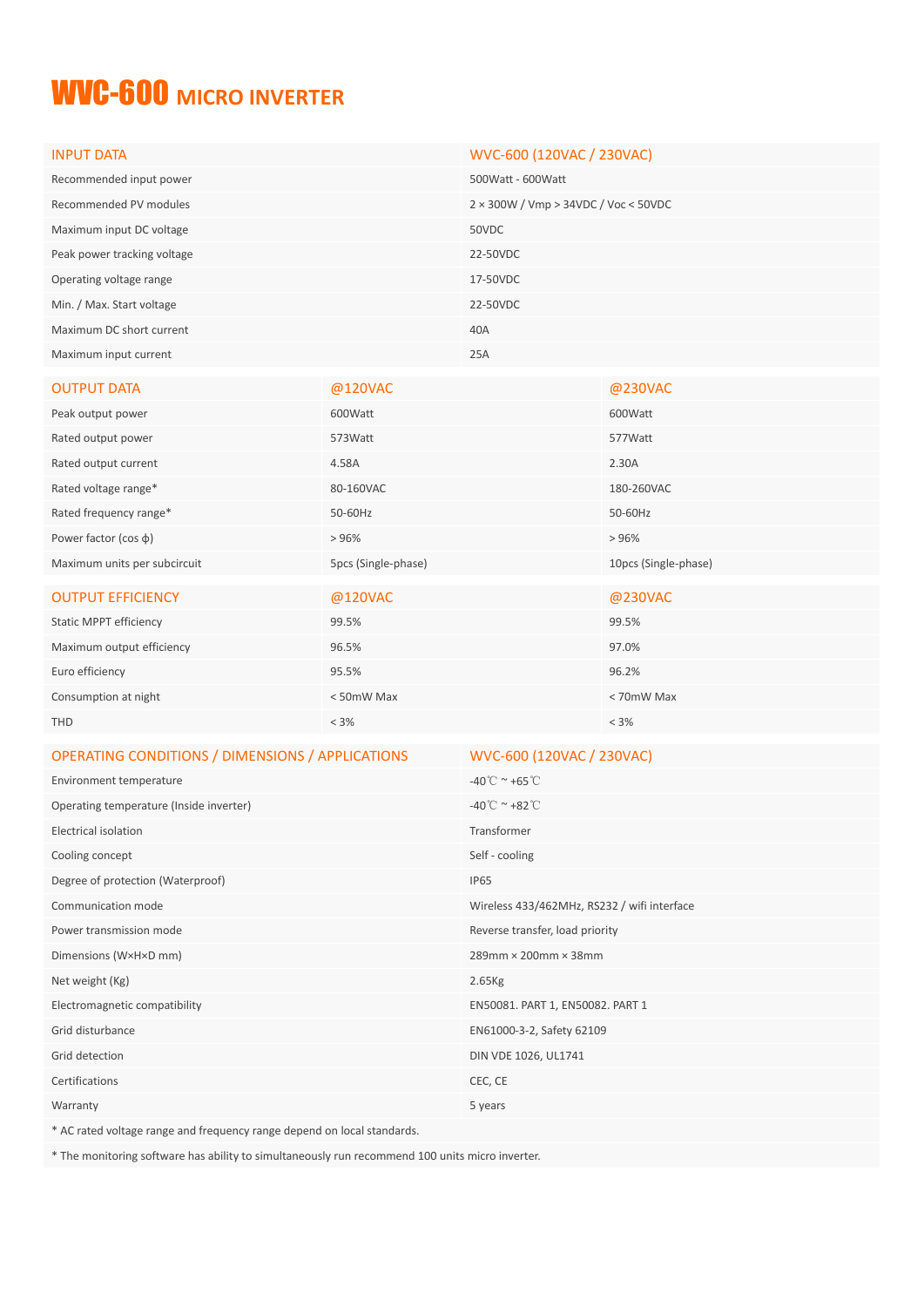# WVC-600 MICRO INVERTER

| INPUT DATA | WVC-600 (120VAC / 230VAC) |
|---|---|
| Recommended input power | 500Watt - 600Watt |
| Recommended PV modules | 2 × 300W / Vmp > 34VDC / Voc < 50VDC |
| Maximum input DC voltage | 50VDC |
| Peak power tracking voltage | 22-50VDC |
| Operating voltage range | 17-50VDC |
| Min. / Max. Start voltage | 22-50VDC |
| Maximum DC short current | 40A |
| Maximum input current | 25A |

| OUTPUT DATA | @120VAC | @230VAC |
|---|---|---|
| Peak output power | 600Watt | 600Watt |
| Rated output power | 573Watt | 577Watt |
| Rated output current | 4.58A | 2.30A |
| Rated voltage range* | 80-160VAC | 180-260VAC |
| Rated frequency range* | 50-60Hz | 50-60Hz |
| Power factor (cos ϕ) | > 96% | > 96% |
| Maximum units per subcircuit | 5pcs (Single-phase) | 10pcs (Single-phase) |

| OUTPUT EFFICIENCY | @120VAC | @230VAC |
|---|---|---|
| Static MPPT efficiency | 99.5% | 99.5% |
| Maximum output efficiency | 96.5% | 97.0% |
| Euro efficiency | 95.5% | 96.2% |
| Consumption at night | < 50mW Max | < 70mW Max |
| THD | < 3% | < 3% |

| OPERATING CONDITIONS / DIMENSIONS / APPLICATIONS | WVC-600 (120VAC / 230VAC) |
|---|---|
| Environment temperature | -40℃ ~ +65℃ |
| Operating temperature (Inside inverter) | -40℃ ~ +82℃ |
| Electrical isolation | Transformer |
| Cooling concept | Self - cooling |
| Degree of protection (Waterproof) | IP65 |
| Communication mode | Wireless 433/462MHz, RS232 / wifi interface |
| Power transmission mode | Reverse transfer, load priority |
| Dimensions (W×H×D mm) | 289mm × 200mm × 38mm |
| Net weight (Kg) | 2.65Kg |
| Electromagnetic compatibility | EN50081. PART 1, EN50082. PART 1 |
| Grid disturbance | EN61000-3-2, Safety 62109 |
| Grid detection | DIN VDE 1026, UL1741 |
| Certifications | CEC, CE |
| Warranty | 5 years |

* AC rated voltage range and frequency range depend on local standards.

* The monitoring software has ability to simultaneously run recommend 100 units micro inverter.